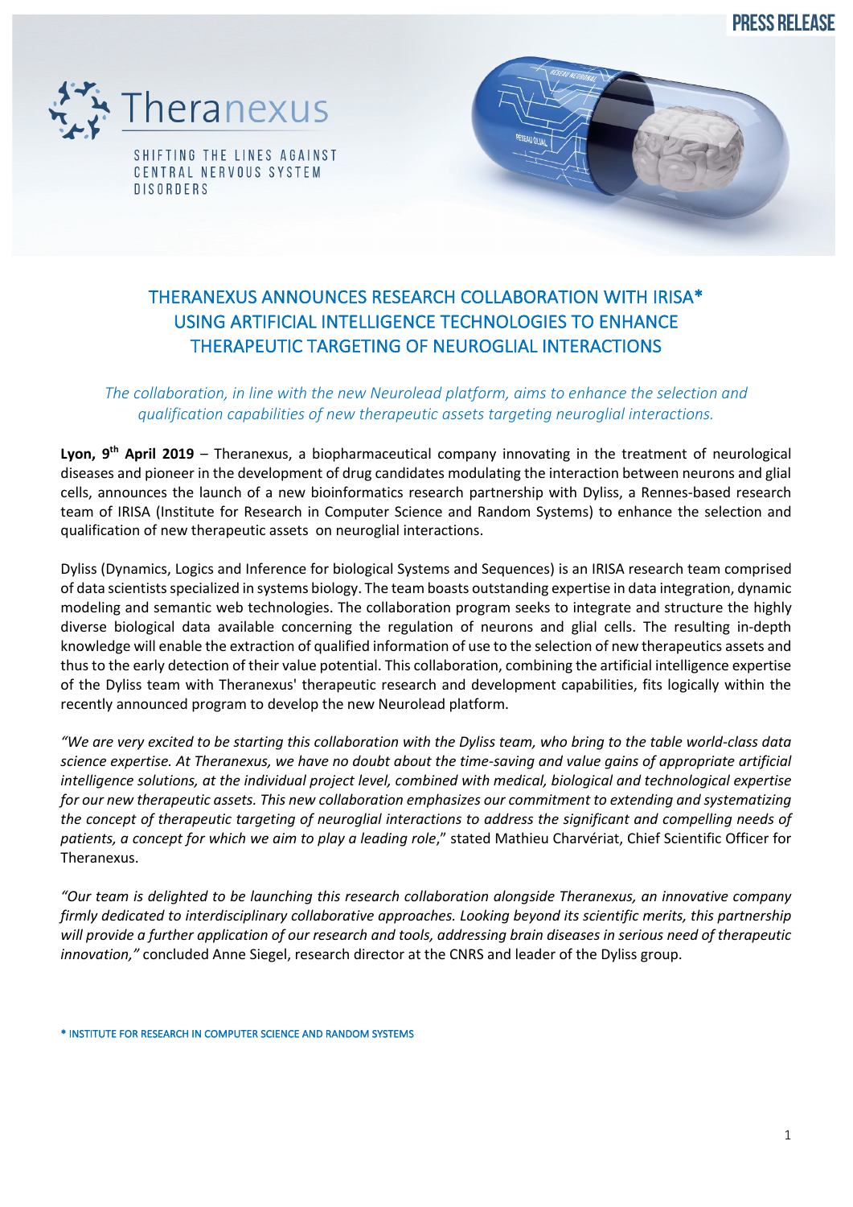PRESS RELEASE

Theranexus

SHIFTING THE LINES AGAINST CENTRAL NERVOUS SYSTEM DISORDERS

# THERANEXUS ANNOUNCES RESEARCH COLLABORATION WITH IRISA* USING ARTIFICIAL INTELLIGENCE TECHNOLOGIES TO ENHANCE THERAPEUTIC TARGETING OF NEUROGLIAL INTERACTIONS

*The collaboration, in line with the new Neurolead platform, aims to enhance the selection and qualification capabilities of new therapeutic assets targeting neuroglial interactions.*

**Lyon, 9th April 2019** – Theranexus, a biopharmaceutical company innovating in the treatment of neurological diseases and pioneer in the development of drug candidates modulating the interaction between neurons and glial cells, announces the launch of a new bioinformatics research partnership with Dyliss, a Rennes-based research team of IRISA (Institute for Research in Computer Science and Random Systems) to enhance the selection and qualification of new therapeutic assets on neuroglial interactions.

Dyliss (Dynamics, Logics and Inference for biological Systems and Sequences) is an IRISA research team comprised of data scientists specialized in systems biology. The team boasts outstanding expertise in data integration, dynamic modeling and semantic web technologies. The collaboration program seeks to integrate and structure the highly diverse biological data available concerning the regulation of neurons and glial cells. The resulting in-depth knowledge will enable the extraction of qualified information of use to the selection of new therapeutics assets and thus to the early detection of their value potential. This collaboration, combining the artificial intelligence expertise of the Dyliss team with Theranexus' therapeutic research and development capabilities, fits logically within the recently announced program to develop the new Neurolead platform.

*"We are very excited to be starting this collaboration with the Dyliss team, who bring to the table world-class data science expertise. At Theranexus, we have no doubt about the time-saving and value gains of appropriate artificial intelligence solutions, at the individual project level, combined with medical, biological and technological expertise for our new therapeutic assets. This new collaboration emphasizes our commitment to extending and systematizing the concept of therapeutic targeting of neuroglial interactions to address the significant and compelling needs of patients, a concept for which we aim to play a leading role*," stated Mathieu Charvériat, Chief Scientific Officer for Theranexus.

*"Our team is delighted to be launching this research collaboration alongside Theranexus, an innovative company firmly dedicated to interdisciplinary collaborative approaches. Looking beyond its scientific merits, this partnership will provide a further application of our research and tools, addressing brain diseases in serious need of therapeutic innovation,"* concluded Anne Siegel, research director at the CNRS and leader of the Dyliss group.

\* INSTITUTE FOR RESEARCH IN COMPUTER SCIENCE AND RANDOM SYSTEMS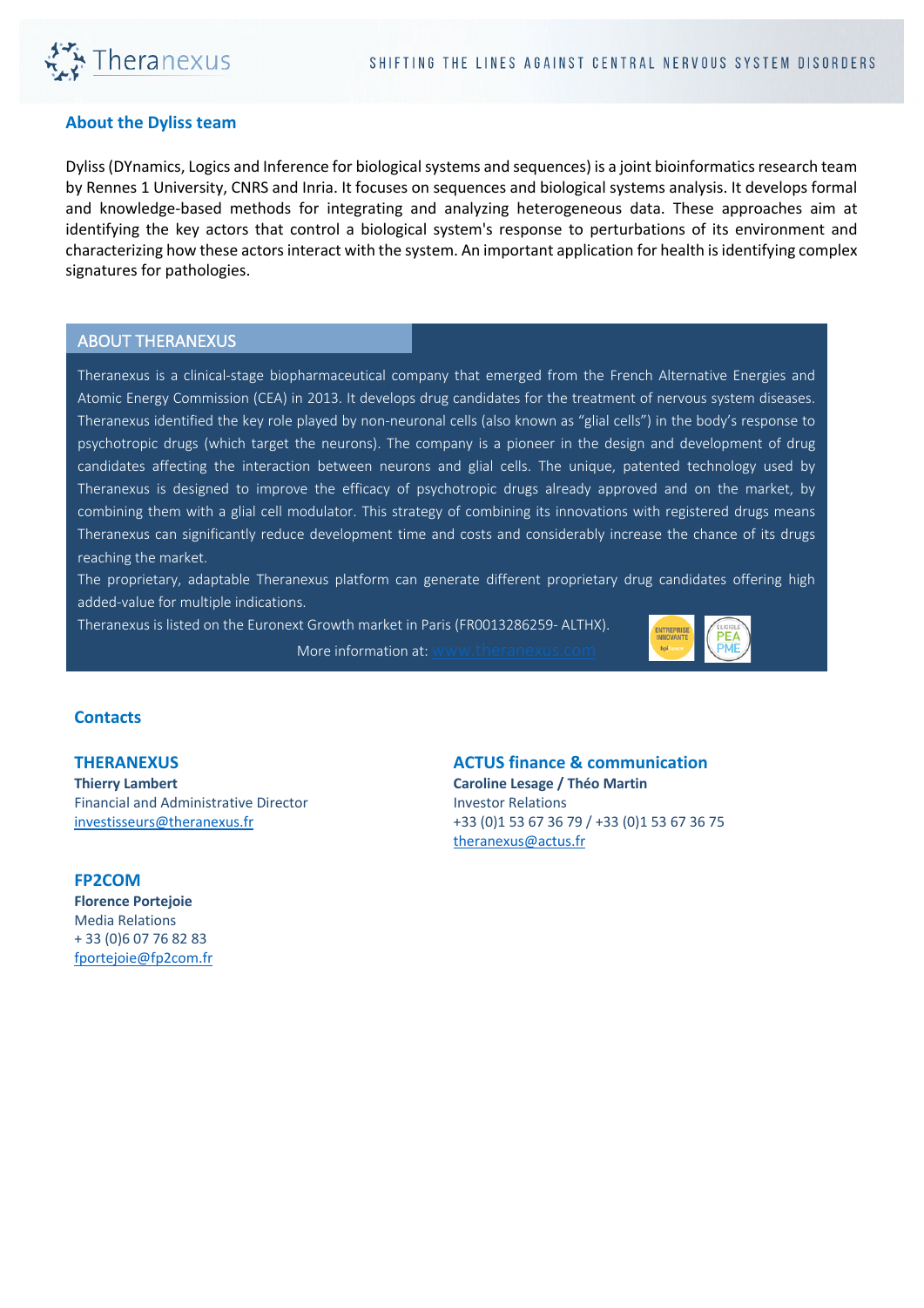## About the Dyliss team

Dyliss (DYnamics, Logics and Inference for biological systems and sequences) is a joint bioinformatics research team by Rennes 1 University, CNRS and Inria. It focuses on sequences and biological systems analysis. It develops formal and knowledge-based methods for integrating and analyzing heterogeneous data. These approaches aim at identifying the key actors that control a biological system's response to perturbations of its environment and characterizing how these actors interact with the system. An important application for health is identifying complex signatures for pathologies.

## ABOUT THERANEXUS

Theranexus is a clinical-stage biopharmaceutical company that emerged from the French Alternative Energies and Atomic Energy Commission (CEA) in 2013. It develops drug candidates for the treatment of nervous system diseases. Theranexus identified the key role played by non-neuronal cells (also known as “glial cells”) in the body’s response to psychotropic drugs (which target the neurons). The company is a pioneer in the design and development of drug candidates affecting the interaction between neurons and glial cells. The unique, patented technology used by Theranexus is designed to improve the efficacy of psychotropic drugs already approved and on the market, by combining them with a glial cell modulator. This strategy of combining its innovations with registered drugs means Theranexus can significantly reduce development time and costs and considerably increase the chance of its drugs reaching the market.

The proprietary, adaptable Theranexus platform can generate different proprietary drug candidates offering high added-value for multiple indications.

Theranexus is listed on the Euronext Growth market in Paris (FR0013286259- ALTHX).

More information at: www.theranexus.com

## Contacts

**THERANEXUS**
**Thierry Lambert**
Financial and Administrative Director
investisseurs@theranexus.fr

**ACTUS finance & communication**
**Caroline Lesage / Théo Martin**
Investor Relations
+33 (0)1 53 67 36 79 / +33 (0)1 53 67 36 75
theranexus@actus.fr

**FP2COM**
**Florence Portejoie**
Media Relations
+ 33 (0)6 07 76 82 83
fportejoie@fp2com.fr